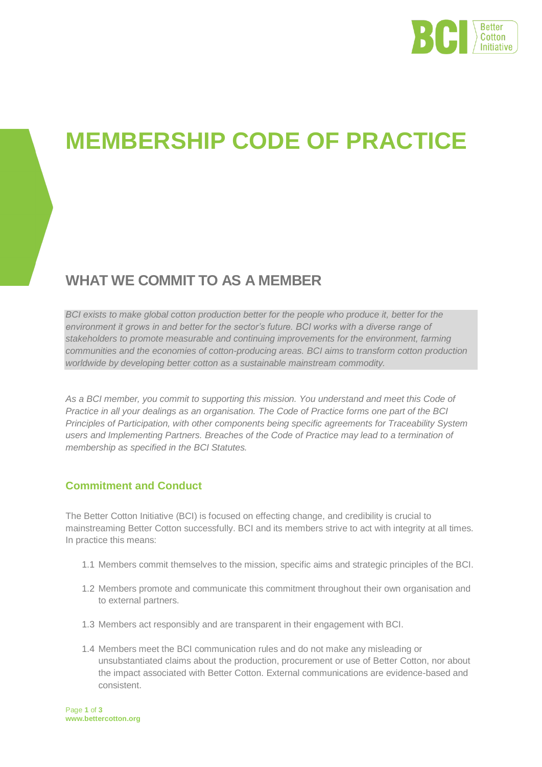# MEMBERSHIP CODE OF PRACTICE

## WHAT WE COMMIT TO AS A MEMBER

*BCI exists to make global cotton production better for the people who produce it, better for the environment it grows in and better for the sector's future. BCI works with a diverse range of stakeholders to promote measurable and continuing improvements for the environment, farming communities and the economies of cotton-producing areas. BCI aims to transform cotton production worldwide by developing better cotton as a sustainable mainstream commodity.*

*As a BCI member, you commit to supporting this mission. You understand and meet this Code of Practice in all your dealings as an organisation. The Code of Practice forms one part of the BCI Principles of Participation, with other components being specific agreements for Traceability System users and Implementing Partners. Breaches of the Code of Practice may lead to a termination of membership as specified in the BCI Statutes.*

### Commitment and Conduct

The Better Cotton Initiative (BCI) is focused on effecting change, and credibility is crucial to mainstreaming Better Cotton successfully. BCI and its members strive to act with integrity at all times. In practice this means:

1.1 Members commit themselves to the mission, specific aims and strategic principles of the BCI.

1.2 Members promote and communicate this commitment throughout their own organisation and to external partners.

1.3 Members act responsibly and are transparent in their engagement with BCI.

1.4 Members meet the BCI communication rules and do not make any misleading or unsubstantiated claims about the production, procurement or use of Better Cotton, nor about the impact associated with Better Cotton. External communications are evidence-based and consistent.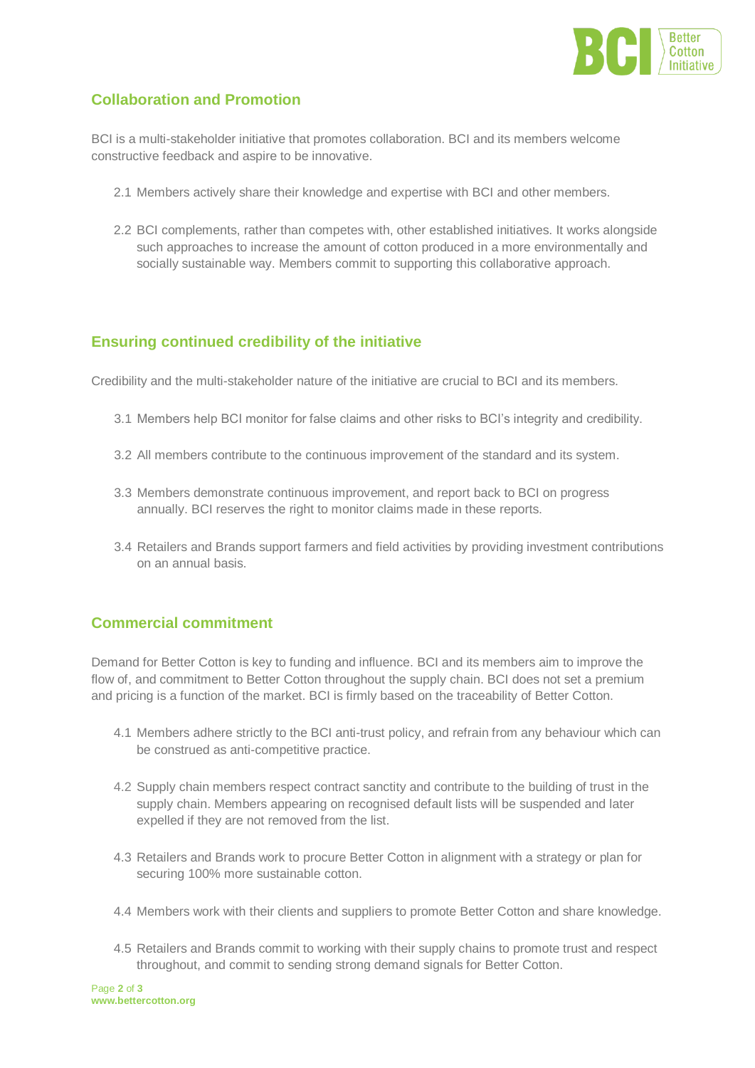## Collaboration and Promotion

BCI is a multi-stakeholder initiative that promotes collaboration. BCI and its members welcome constructive feedback and aspire to be innovative.

2.1 Members actively share their knowledge and expertise with BCI and other members.

2.2 BCI complements, rather than competes with, other established initiatives. It works alongside such approaches to increase the amount of cotton produced in a more environmentally and socially sustainable way. Members commit to supporting this collaborative approach.

## Ensuring continued credibility of the initiative

Credibility and the multi-stakeholder nature of the initiative are crucial to BCI and its members.

3.1 Members help BCI monitor for false claims and other risks to BCI's integrity and credibility.

3.2 All members contribute to the continuous improvement of the standard and its system.

3.3 Members demonstrate continuous improvement, and report back to BCI on progress annually. BCI reserves the right to monitor claims made in these reports.

3.4 Retailers and Brands support farmers and field activities by providing investment contributions on an annual basis.

## Commercial commitment

Demand for Better Cotton is key to funding and influence. BCI and its members aim to improve the flow of, and commitment to Better Cotton throughout the supply chain. BCI does not set a premium and pricing is a function of the market. BCI is firmly based on the traceability of Better Cotton.

4.1 Members adhere strictly to the BCI anti-trust policy, and refrain from any behaviour which can be construed as anti-competitive practice.

4.2 Supply chain members respect contract sanctity and contribute to the building of trust in the supply chain. Members appearing on recognised default lists will be suspended and later expelled if they are not removed from the list.

4.3 Retailers and Brands work to procure Better Cotton in alignment with a strategy or plan for securing 100% more sustainable cotton.

4.4 Members work with their clients and suppliers to promote Better Cotton and share knowledge.

4.5 Retailers and Brands commit to working with their supply chains to promote trust and respect throughout, and commit to sending strong demand signals for Better Cotton.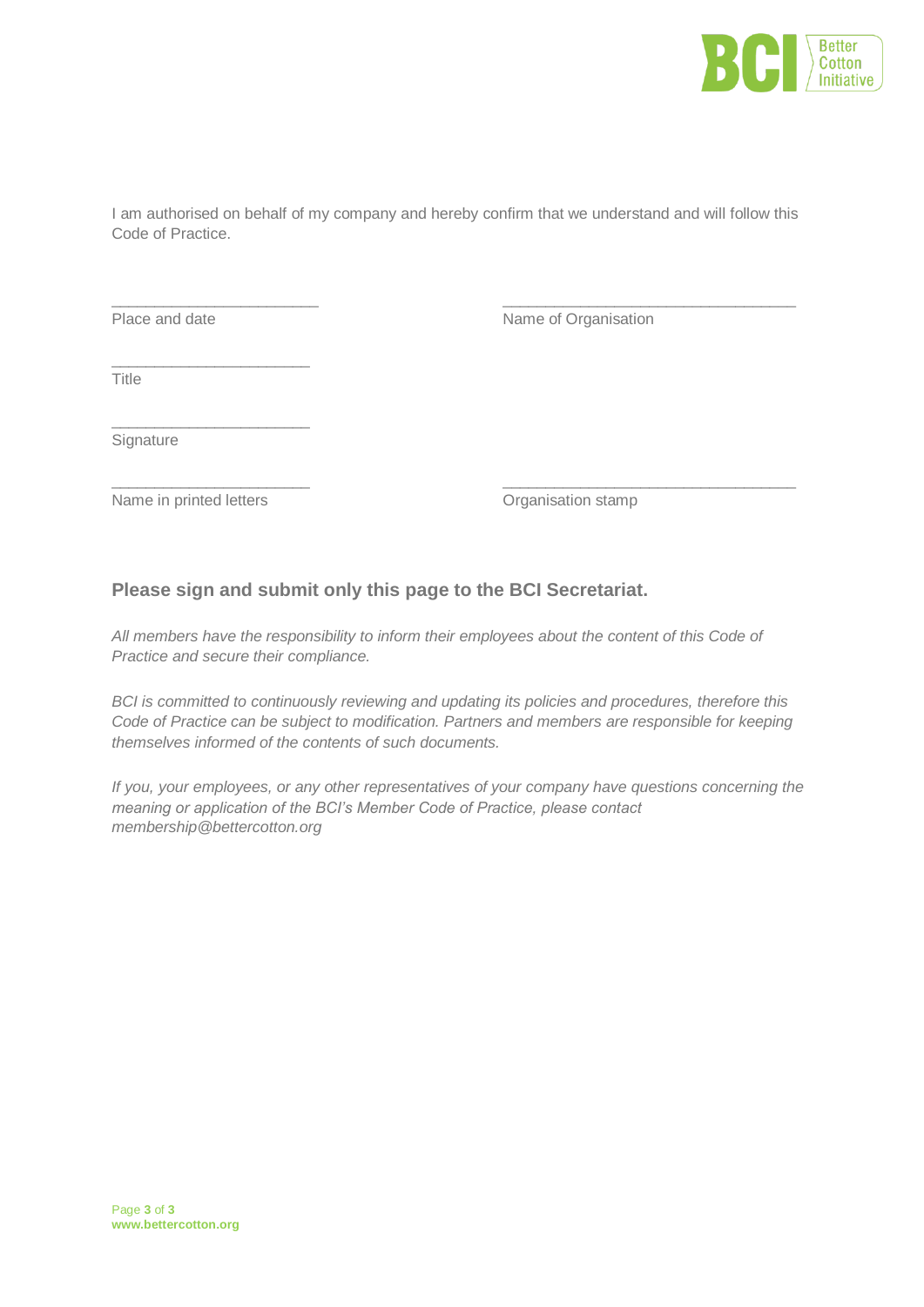I am authorised on behalf of my company and hereby confirm that we understand and will follow this Code of Practice.

\_\_\_\_\_\_\_\_\_\_\_\_\_\_\_\_\_\_\_\_\_\_\_\_

Place and date

\_\_\_\_\_\_\_\_\_\_\_\_\_\_\_\_\_\_\_\_\_\_\_\_\_\_\_\_\_\_\_\_\_\_\_

Name of Organisation

\_\_\_\_\_\_\_\_\_\_\_\_\_\_\_\_\_\_\_\_\_\_\_

Title

\_\_\_\_\_\_\_\_\_\_\_\_\_\_\_\_\_\_\_\_\_\_\_

Signature

\_\_\_\_\_\_\_\_\_\_\_\_\_\_\_\_\_\_\_\_\_\_\_

Name in printed letters

\_\_\_\_\_\_\_\_\_\_\_\_\_\_\_\_\_\_\_\_\_\_\_\_\_\_\_\_\_\_\_\_\_\_\_

Organisation stamp

**Please sign and submit only this page to the BCI Secretariat.**

*All members have the responsibility to inform their employees about the content of this Code of Practice and secure their compliance.*

*BCI is committed to continuously reviewing and updating its policies and procedures, therefore this Code of Practice can be subject to modification. Partners and members are responsible for keeping themselves informed of the contents of such documents.*

*If you, your employees, or any other representatives of your company have questions concerning the meaning or application of the BCI's Member Code of Practice, please contact membership@bettercotton.org*